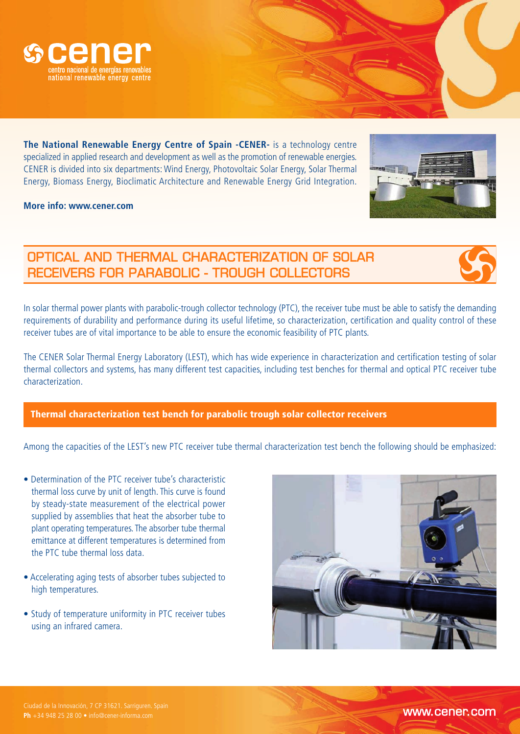**cener**
centro nacional de energías renovables
national renewable energy centre

**The National Renewable Energy Centre of Spain -CENER-** is a technology centre specialized in applied research and development as well as the promotion of renewable energies. CENER is divided into six departments: Wind Energy, Photovoltaic Solar Energy, Solar Thermal Energy, Biomass Energy, Bioclimatic Architecture and Renewable Energy Grid Integration.

**More info: www.cener.com**

# OPTICAL AND THERMAL CHARACTERIZATION OF SOLAR RECEIVERS FOR PARABOLIC - TROUGH COLLECTORS

In solar thermal power plants with parabolic-trough collector technology (PTC), the receiver tube must be able to satisfy the demanding requirements of durability and performance during its useful lifetime, so characterization, certification and quality control of these receiver tubes are of vital importance to be able to ensure the economic feasibility of PTC plants.

The CENER Solar Thermal Energy Laboratory (LEST), which has wide experience in characterization and certification testing of solar thermal collectors and systems, has many different test capacities, including test benches for thermal and optical PTC receiver tube characterization.

## Thermal characterization test bench for parabolic trough solar collector receivers

Among the capacities of the LEST's new PTC receiver tube thermal characterization test bench the following should be emphasized:

- Determination of the PTC receiver tube's characteristic thermal loss curve by unit of length. This curve is found by steady-state measurement of the electrical power supplied by assemblies that heat the absorber tube to plant operating temperatures. The absorber tube thermal emittance at different temperatures is determined from the PTC tube thermal loss data.
- Accelerating aging tests of absorber tubes subjected to high temperatures.
- Study of temperature uniformity in PTC receiver tubes using an infrared camera.

Ciudad de la Innovación, 7 CP 31621. Sarriguren. Spain
**Ph** +34 948 25 28 00 • info@cener-informa.com

www.cener.com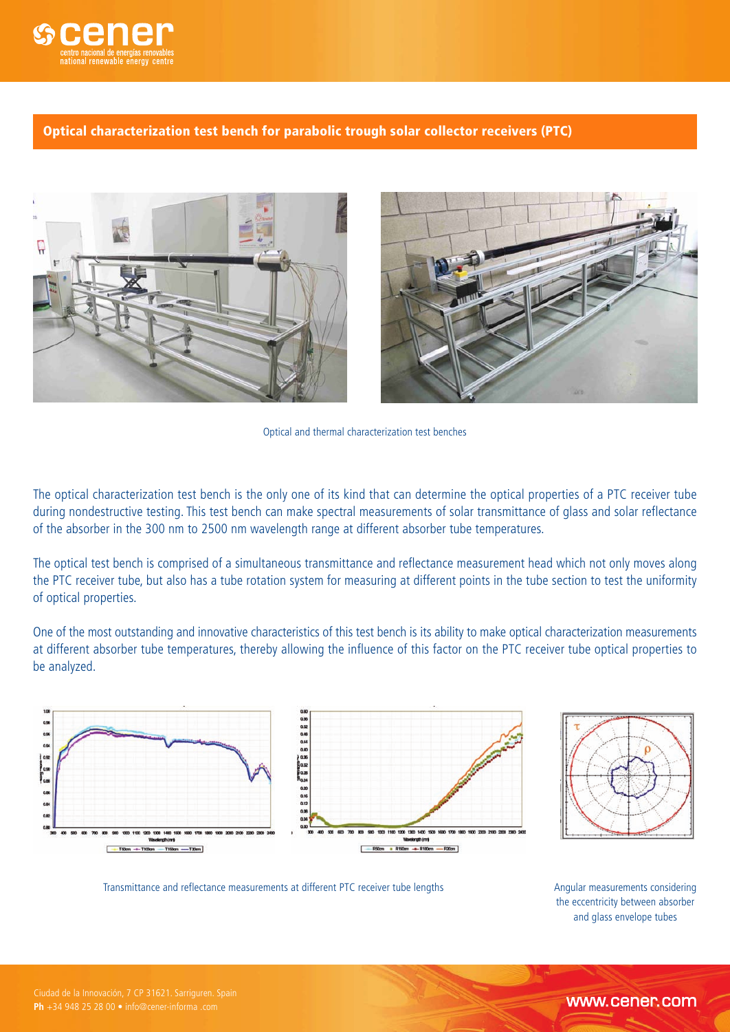# Optical characterization test bench for parabolic trough solar collector receivers (PTC)

Optical and thermal characterization test benches

The optical characterization test bench is the only one of its kind that can determine the optical properties of a PTC receiver tube during nondestructive testing. This test bench can make spectral measurements of solar transmittance of glass and solar reflectance of the absorber in the 300 nm to 2500 nm wavelength range at different absorber tube temperatures.

The optical test bench is comprised of a simultaneous transmittance and reflectance measurement head which not only moves along the PTC receiver tube, but also has a tube rotation system for measuring at different points in the tube section to test the uniformity of optical properties.

One of the most outstanding and innovative characteristics of this test bench is its ability to make optical characterization measurements at different absorber tube temperatures, thereby allowing the influence of this factor on the PTC receiver tube optical properties to be analyzed.

Transmittance and reflectance measurements at different PTC receiver tube lengths

Angular measurements considering the eccentricity between absorber and glass envelope tubes

Ciudad de la Innovación, 7 CP 31621. Sarriguren. Spain
**Ph** +34 948 25 28 00 • info@cener-informa .com

www.cener.com